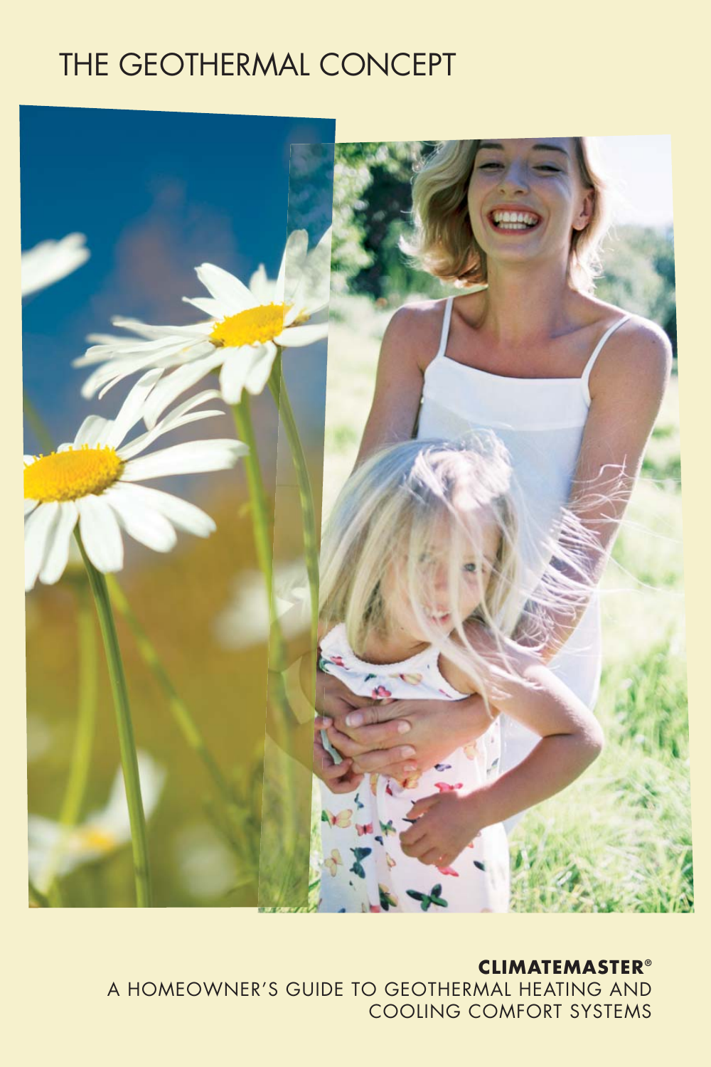# THE GEOTHERMAL CONCEPT

**CLIMATEMASTER®**

A HOMEOWNER'S GUIDE TO GEOTHERMAL HEATING AND COOLING COMFORT SYSTEMS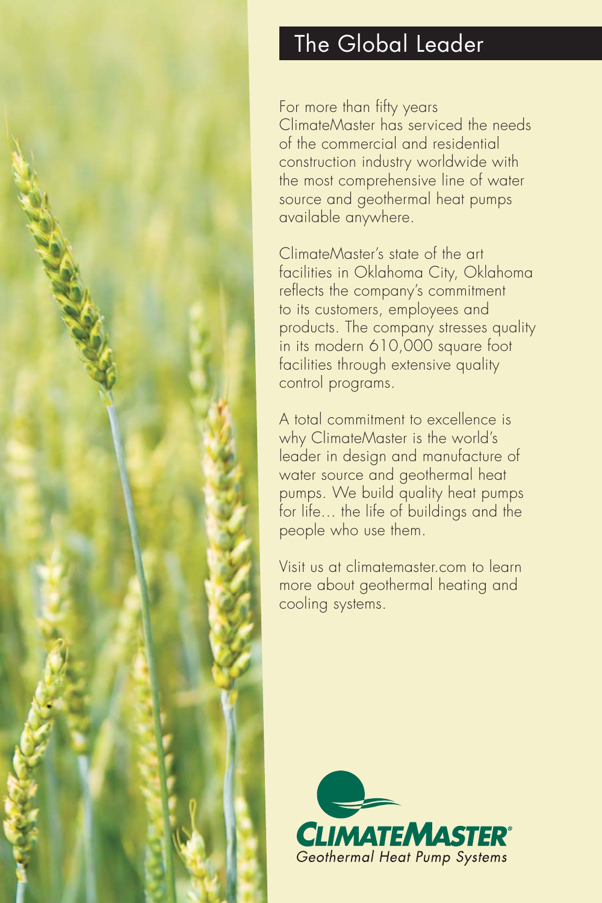# The Global Leader

For more than fifty years ClimateMaster has serviced the needs of the commercial and residential construction industry worldwide with the most comprehensive line of water source and geothermal heat pumps available anywhere.

ClimateMaster's state of the art facilities in Oklahoma City, Oklahoma reflects the company's commitment to its customers, employees and products. The company stresses quality in its modern 610,000 square foot facilities through extensive quality control programs.

A total commitment to excellence is why ClimateMaster is the world's leader in design and manufacture of water source and geothermal heat pumps. We build quality heat pumps for life... the life of buildings and the people who use them.

Visit us at climatemaster.com to learn more about geothermal heating and cooling systems.

CLIMATEMASTER®

*Geothermal Heat Pump Systems*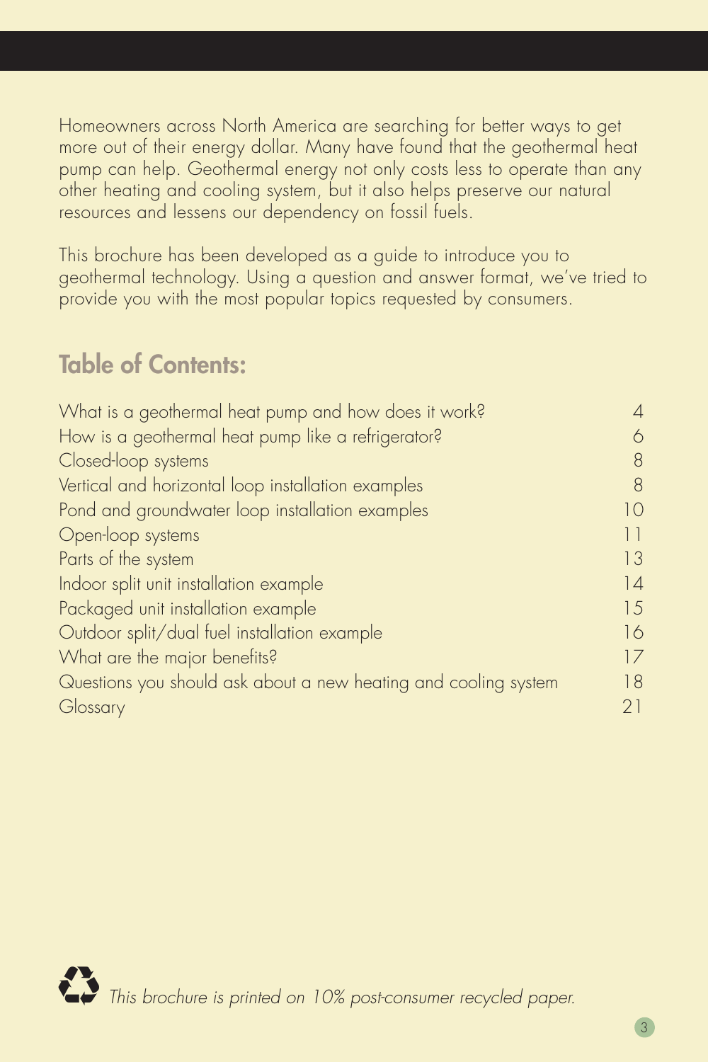Homeowners across North America are searching for better ways to get more out of their energy dollar. Many have found that the geothermal heat pump can help. Geothermal energy not only costs less to operate than any other heating and cooling system, but it also helps preserve our natural resources and lessens our dependency on fossil fuels.

This brochure has been developed as a guide to introduce you to geothermal technology. Using a question and answer format, we've tried to provide you with the most popular topics requested by consumers.

## Table of Contents:

| | |
|---|---|
| What is a geothermal heat pump and how does it work? | 4 |
| How is a geothermal heat pump like a refrigerator? | 6 |
| Closed-loop systems | 8 |
| Vertical and horizontal loop installation examples | 8 |
| Pond and groundwater loop installation examples | 10 |
| Open-loop systems | 11 |
| Parts of the system | 13 |
| Indoor split unit installation example | 14 |
| Packaged unit installation example | 15 |
| Outdoor split/dual fuel installation example | 16 |
| What are the major benefits? | 17 |
| Questions you should ask about a new heating and cooling system | 18 |
| Glossary | 21 |

*This brochure is printed on 10% post-consumer recycled paper.*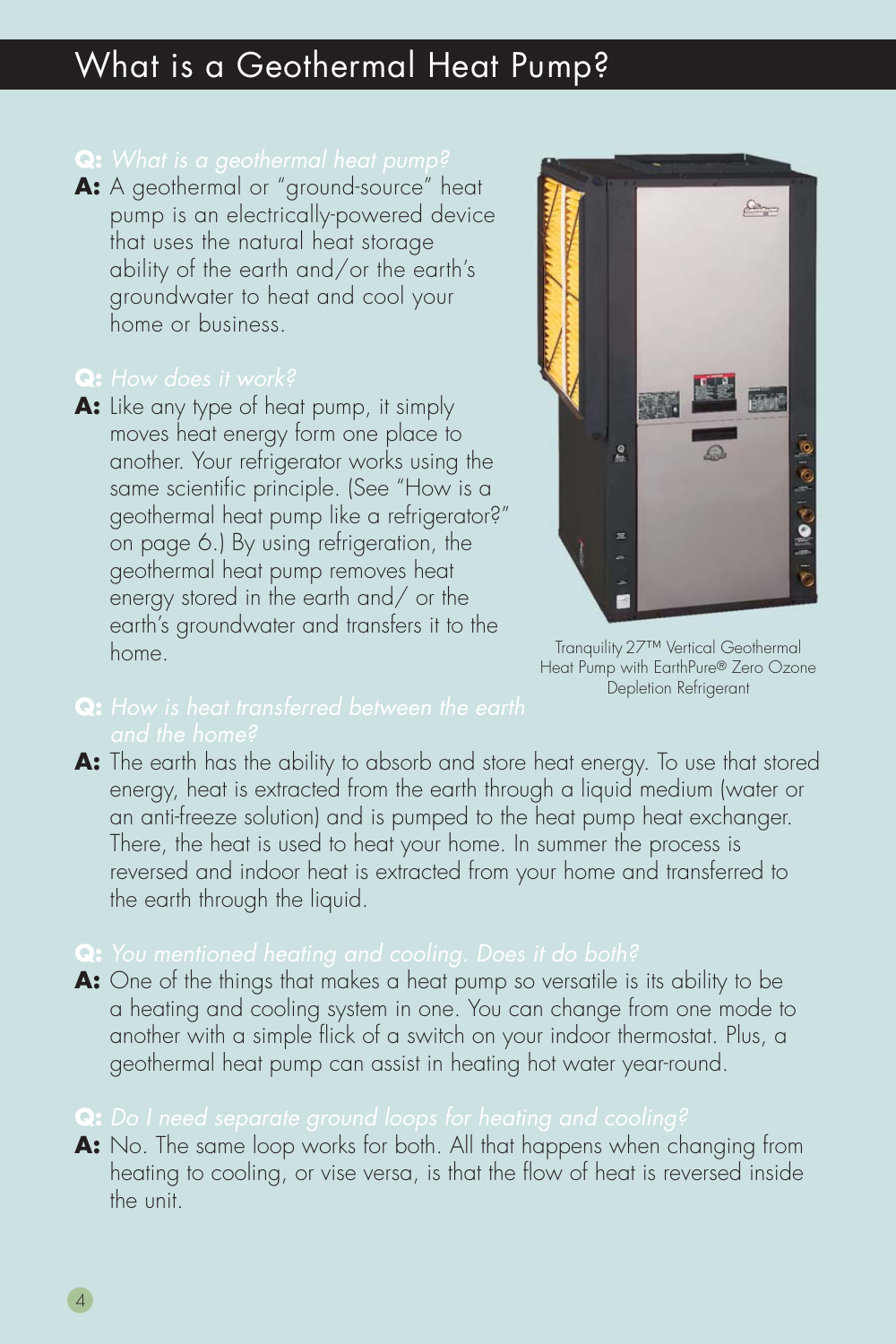# What is a Geothermal Heat Pump?

**Q:** *What is a geothermal heat pump?*

**A:** A geothermal or "ground-source" heat pump is an electrically-powered device that uses the natural heat storage ability of the earth and/or the earth's groundwater to heat and cool your home or business.

**Q:** *How does it work?*

**A:** Like any type of heat pump, it simply moves heat energy form one place to another. Your refrigerator works using the same scientific principle. (See "How is a geothermal heat pump like a refrigerator?" on page 6.) By using refrigeration, the geothermal heat pump removes heat energy stored in the earth and/ or the earth's groundwater and transfers it to the home.

Tranquility 27™ Vertical Geothermal Heat Pump with EarthPure® Zero Ozone Depletion Refrigerant

**Q:** *How is heat transferred between the earth and the home?*

**A:** The earth has the ability to absorb and store heat energy. To use that stored energy, heat is extracted from the earth through a liquid medium (water or an anti-freeze solution) and is pumped to the heat pump heat exchanger. There, the heat is used to heat your home. In summer the process is reversed and indoor heat is extracted from your home and transferred to the earth through the liquid.

**Q:** *You mentioned heating and cooling. Does it do both?*

**A:** One of the things that makes a heat pump so versatile is its ability to be a heating and cooling system in one. You can change from one mode to another with a simple flick of a switch on your indoor thermostat. Plus, a geothermal heat pump can assist in heating hot water year-round.

**Q:** *Do I need separate ground loops for heating and cooling?*

**A:** No. The same loop works for both. All that happens when changing from heating to cooling, or vise versa, is that the flow of heat is reversed inside the unit.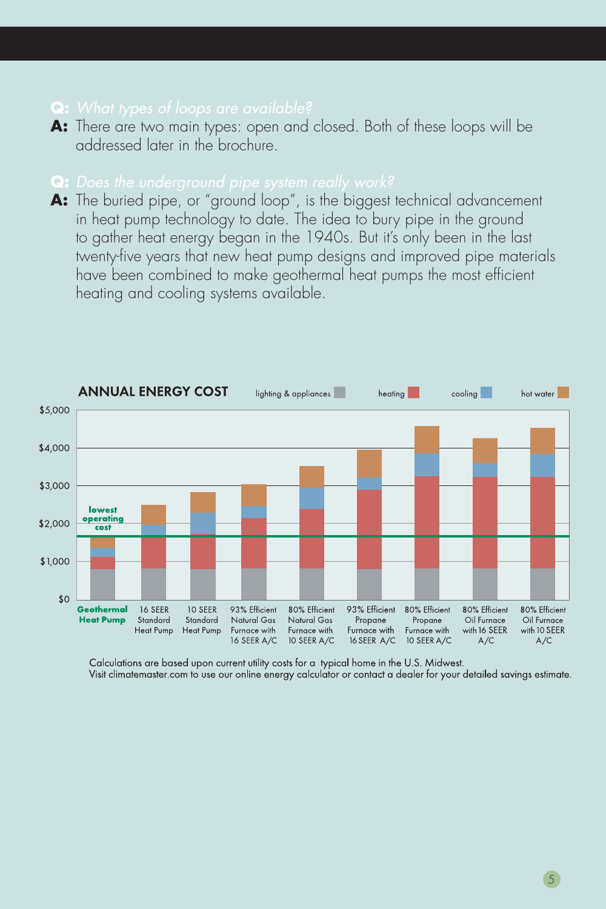**Q:** *What types of loops are available?*

**A:** There are two main types: open and closed. Both of these loops will be addressed later in the brochure.

**Q:** *Does the underground pipe system really work?*

**A:** The buried pipe, or "ground loop", is the biggest technical advancement in heat pump technology to date. The idea to bury pipe in the ground to gather heat energy began in the 1940s. But it's only been in the last twenty-five years that new heat pump designs and improved pipe materials have been combined to make geothermal heat pumps the most efficient heating and cooling systems available.

**ANNUAL ENERGY COST**

lighting & appliances
heating
cooling
hot water

$5,000
$4,000
$3,000
$2,000
$1,000
$0

lowest operating cost

**Geothermal Heat Pump**
16 SEER Standard Heat Pump
10 SEER Standard Heat Pump
93% Efficient Natural Gas Furnace with 16 SEER A/C
80% Efficient Natural Gas Furnace with 10 SEER A/C
93% Efficient Propane Furnace with 16 SEER A/C
80% Efficient Propane Furnace with 10 SEER A/C
80% Efficient Oil Furnace with 16 SEER A/C
80% Efficient Oil Furnace with 10 SEER A/C

Calculations are based upon current utility costs for a typical home in the U.S. Midwest.
Visit climatemaster.com to use our online energy calculator or contact a dealer for your detailed savings estimate.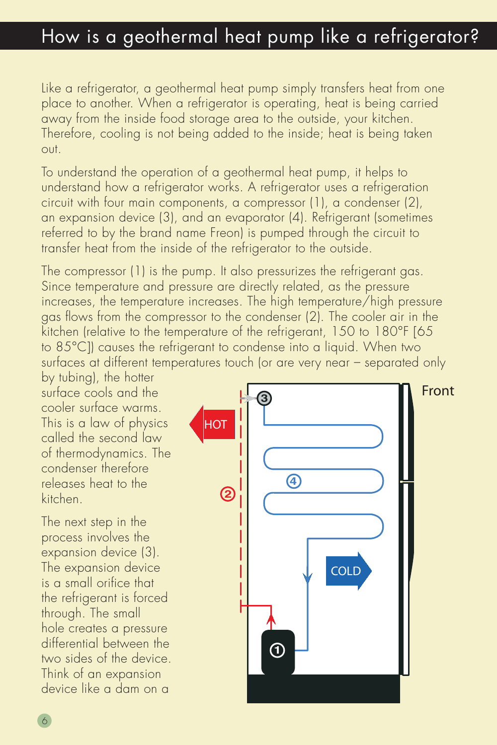# How is a geothermal heat pump like a refrigerator?

Like a refrigerator, a geothermal heat pump simply transfers heat from one place to another. When a refrigerator is operating, heat is being carried away from the inside food storage area to the outside, your kitchen. Therefore, cooling is not being added to the inside; heat is being taken out.

To understand the operation of a geothermal heat pump, it helps to understand how a refrigerator works. A refrigerator uses a refrigeration circuit with four main components, a compressor (1), a condenser (2), an expansion device (3), and an evaporator (4). Refrigerant (sometimes referred to by the brand name Freon) is pumped through the circuit to transfer heat from the inside of the refrigerator to the outside.

The compressor (1) is the pump. It also pressurizes the refrigerant gas. Since temperature and pressure are directly related, as the pressure increases, the temperature increases. The high temperature/high pressure gas flows from the compressor to the condenser (2). The cooler air in the kitchen (relative to the temperature of the refrigerant, 150 to 180°F [65 to 85°C]) causes the refrigerant to condense into a liquid. When two surfaces at different temperatures touch (or are very near – separated only by tubing), the hotter surface cools and the cooler surface warms. This is a law of physics called the second law of thermodynamics. The condenser therefore releases heat to the kitchen.

Front

HOT

COLD

1 2 3 4

The next step in the process involves the expansion device (3). The expansion device is a small orifice that the refrigerant is forced through. The small hole creates a pressure differential between the two sides of the device. Think of an expansion device like a dam on a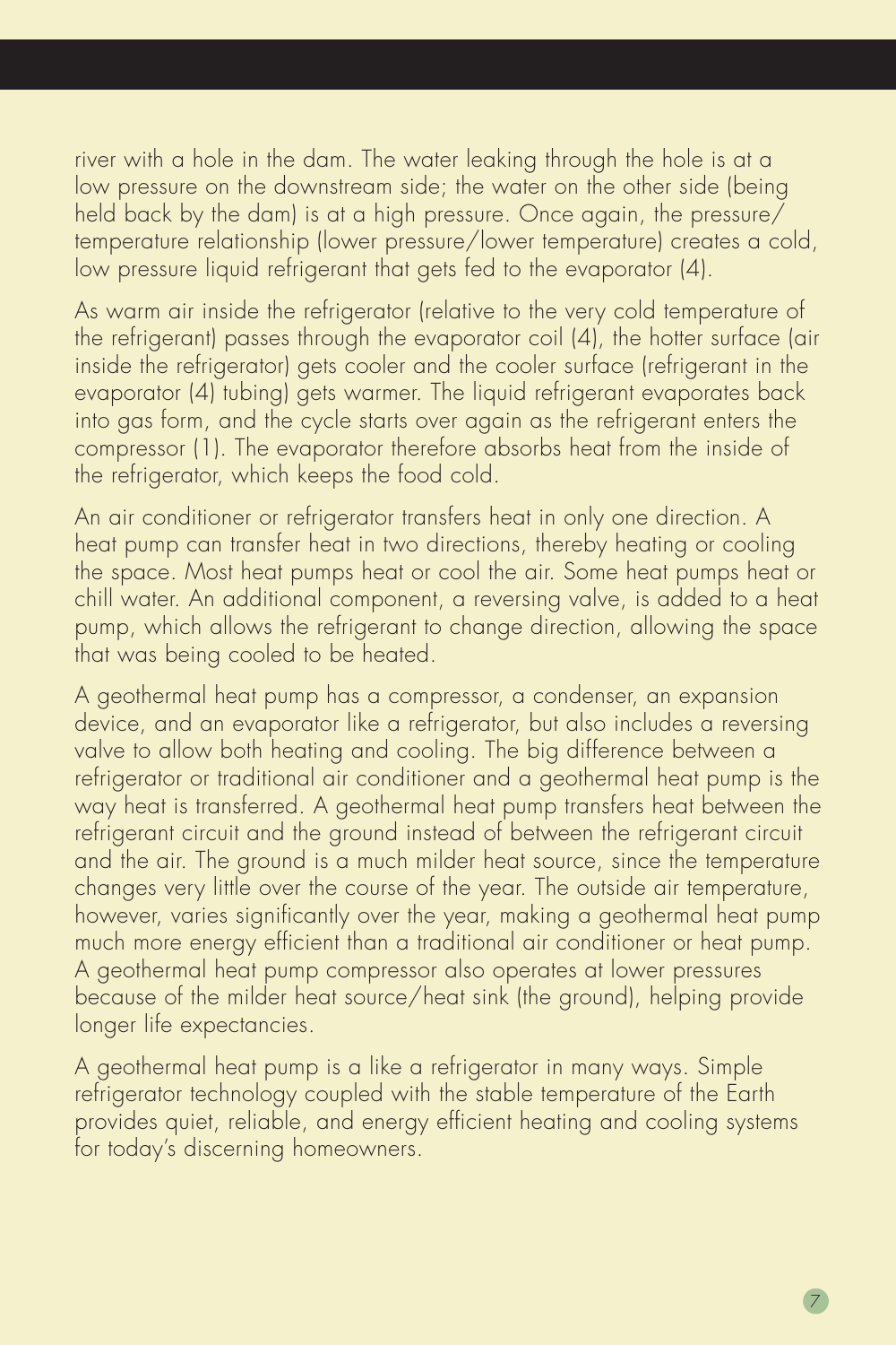river with a hole in the dam. The water leaking through the hole is at a low pressure on the downstream side; the water on the other side (being held back by the dam) is at a high pressure. Once again, the pressure/temperature relationship (lower pressure/lower temperature) creates a cold, low pressure liquid refrigerant that gets fed to the evaporator (4).

As warm air inside the refrigerator (relative to the very cold temperature of the refrigerant) passes through the evaporator coil (4), the hotter surface (air inside the refrigerator) gets cooler and the cooler surface (refrigerant in the evaporator (4) tubing) gets warmer. The liquid refrigerant evaporates back into gas form, and the cycle starts over again as the refrigerant enters the compressor (1). The evaporator therefore absorbs heat from the inside of the refrigerator, which keeps the food cold.

An air conditioner or refrigerator transfers heat in only one direction. A heat pump can transfer heat in two directions, thereby heating or cooling the space. Most heat pumps heat or cool the air. Some heat pumps heat or chill water. An additional component, a reversing valve, is added to a heat pump, which allows the refrigerant to change direction, allowing the space that was being cooled to be heated.

A geothermal heat pump has a compressor, a condenser, an expansion device, and an evaporator like a refrigerator, but also includes a reversing valve to allow both heating and cooling. The big difference between a refrigerator or traditional air conditioner and a geothermal heat pump is the way heat is transferred. A geothermal heat pump transfers heat between the refrigerant circuit and the ground instead of between the refrigerant circuit and the air. The ground is a much milder heat source, since the temperature changes very little over the course of the year. The outside air temperature, however, varies significantly over the year, making a geothermal heat pump much more energy efficient than a traditional air conditioner or heat pump. A geothermal heat pump compressor also operates at lower pressures because of the milder heat source/heat sink (the ground), helping provide longer life expectancies.

A geothermal heat pump is a like a refrigerator in many ways. Simple refrigerator technology coupled with the stable temperature of the Earth provides quiet, reliable, and energy efficient heating and cooling systems for today's discerning homeowners.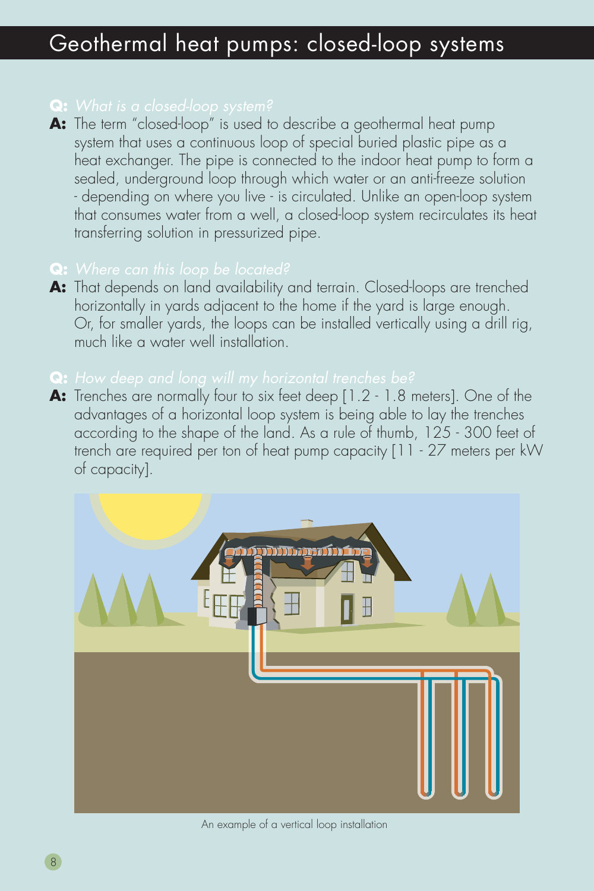# Geothermal heat pumps: closed-loop systems

**Q:** *What is a closed-loop system?*

**A:** The term "closed-loop" is used to describe a geothermal heat pump system that uses a continuous loop of special buried plastic pipe as a heat exchanger. The pipe is connected to the indoor heat pump to form a sealed, underground loop through which water or an anti-freeze solution - depending on where you live - is circulated. Unlike an open-loop system that consumes water from a well, a closed-loop system recirculates its heat transferring solution in pressurized pipe.

**Q:** *Where can this loop be located?*

**A:** That depends on land availability and terrain. Closed-loops are trenched horizontally in yards adjacent to the home if the yard is large enough. Or, for smaller yards, the loops can be installed vertically using a drill rig, much like a water well installation.

**Q:** *How deep and long will my horizontal trenches be?*

**A:** Trenches are normally four to six feet deep [1.2 - 1.8 meters]. One of the advantages of a horizontal loop system is being able to lay the trenches according to the shape of the land. As a rule of thumb, 125 - 300 feet of trench are required per ton of heat pump capacity [11 - 27 meters per kW of capacity].

An example of a vertical loop installation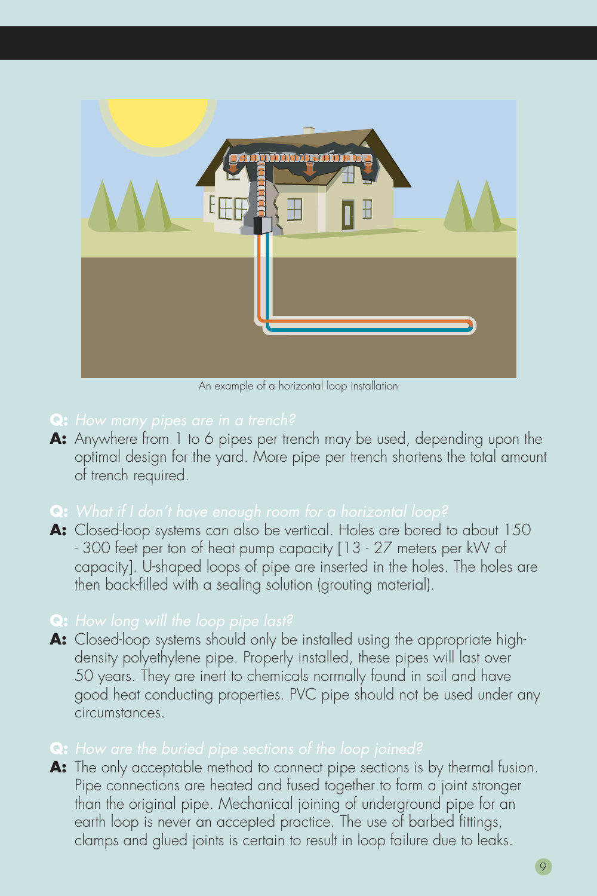An example of a horizontal loop installation

**Q:** *How many pipes are in a trench?*

**A:** Anywhere from 1 to 6 pipes per trench may be used, depending upon the optimal design for the yard. More pipe per trench shortens the total amount of trench required.

**Q:** *What if I don't have enough room for a horizontal loop?*

**A:** Closed-loop systems can also be vertical. Holes are bored to about 150 - 300 feet per ton of heat pump capacity [13 - 27 meters per kW of capacity]. U-shaped loops of pipe are inserted in the holes. The holes are then back-filled with a sealing solution (grouting material).

**Q:** *How long will the loop pipe last?*

**A:** Closed-loop systems should only be installed using the appropriate high-density polyethylene pipe. Properly installed, these pipes will last over 50 years. They are inert to chemicals normally found in soil and have good heat conducting properties. PVC pipe should not be used under any circumstances.

**Q:** *How are the buried pipe sections of the loop joined?*

**A:** The only acceptable method to connect pipe sections is by thermal fusion. Pipe connections are heated and fused together to form a joint stronger than the original pipe. Mechanical joining of underground pipe for an earth loop is never an accepted practice. The use of barbed fittings, clamps and glued joints is certain to result in loop failure due to leaks.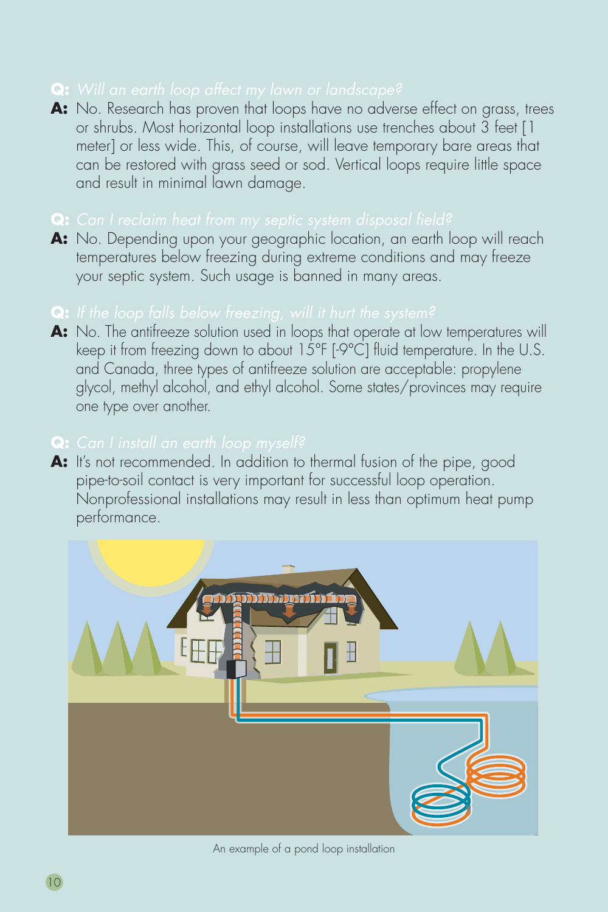**Q:** *Will an earth loop affect my lawn or landscape?*

**A:** No. Research has proven that loops have no adverse effect on grass, trees or shrubs. Most horizontal loop installations use trenches about 3 feet [1 meter] or less wide. This, of course, will leave temporary bare areas that can be restored with grass seed or sod. Vertical loops require little space and result in minimal lawn damage.

**Q:** *Can I reclaim heat from my septic system disposal field?*

**A:** No. Depending upon your geographic location, an earth loop will reach temperatures below freezing during extreme conditions and may freeze your septic system. Such usage is banned in many areas.

**Q:** *If the loop falls below freezing, will it hurt the system?*

**A:** No. The antifreeze solution used in loops that operate at low temperatures will keep it from freezing down to about 15°F [-9°C] fluid temperature. In the U.S. and Canada, three types of antifreeze solution are acceptable: propylene glycol, methyl alcohol, and ethyl alcohol. Some states/provinces may require one type over another.

**Q:** *Can I install an earth loop myself?*

**A:** It's not recommended. In addition to thermal fusion of the pipe, good pipe-to-soil contact is very important for successful loop operation. Nonprofessional installations may result in less than optimum heat pump performance.

An example of a pond loop installation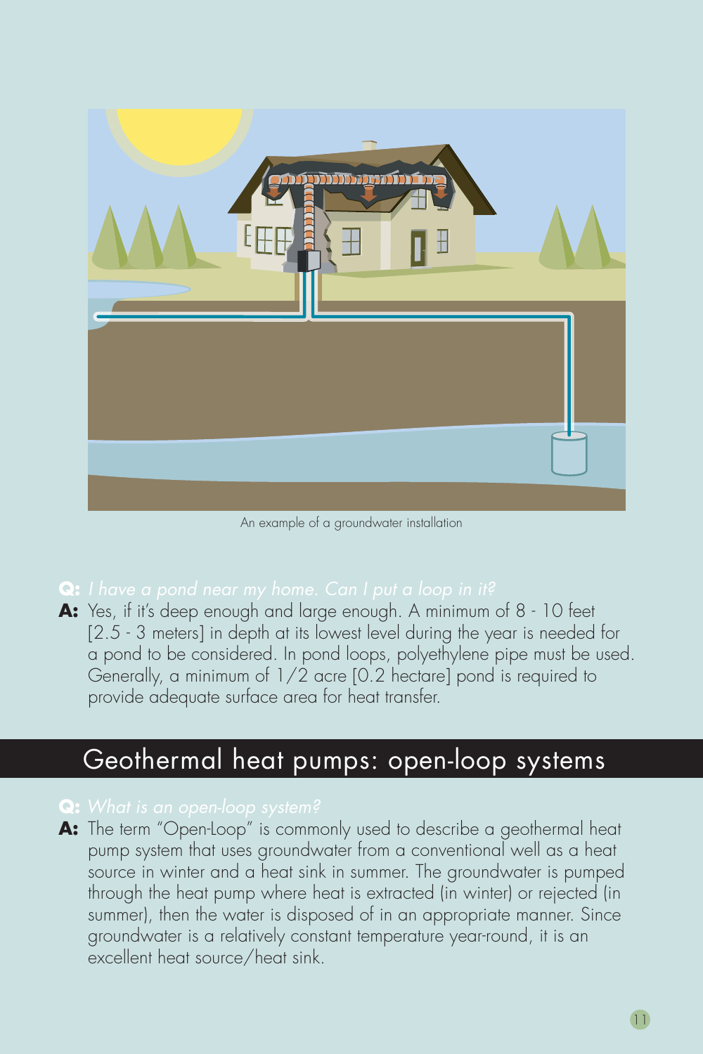An example of a groundwater installation

**Q:** *I have a pond near my home. Can I put a loop in it?*

**A:** Yes, if it's deep enough and large enough. A minimum of 8 - 10 feet [2.5 - 3 meters] in depth at its lowest level during the year is needed for a pond to be considered. In pond loops, polyethylene pipe must be used. Generally, a minimum of 1/2 acre [0.2 hectare] pond is required to provide adequate surface area for heat transfer.

## Geothermal heat pumps: open-loop systems

**Q:** *What is an open-loop system?*

**A:** The term "Open-Loop" is commonly used to describe a geothermal heat pump system that uses groundwater from a conventional well as a heat source in winter and a heat sink in summer. The groundwater is pumped through the heat pump where heat is extracted (in winter) or rejected (in summer), then the water is disposed of in an appropriate manner. Since groundwater is a relatively constant temperature year-round, it is an excellent heat source/heat sink.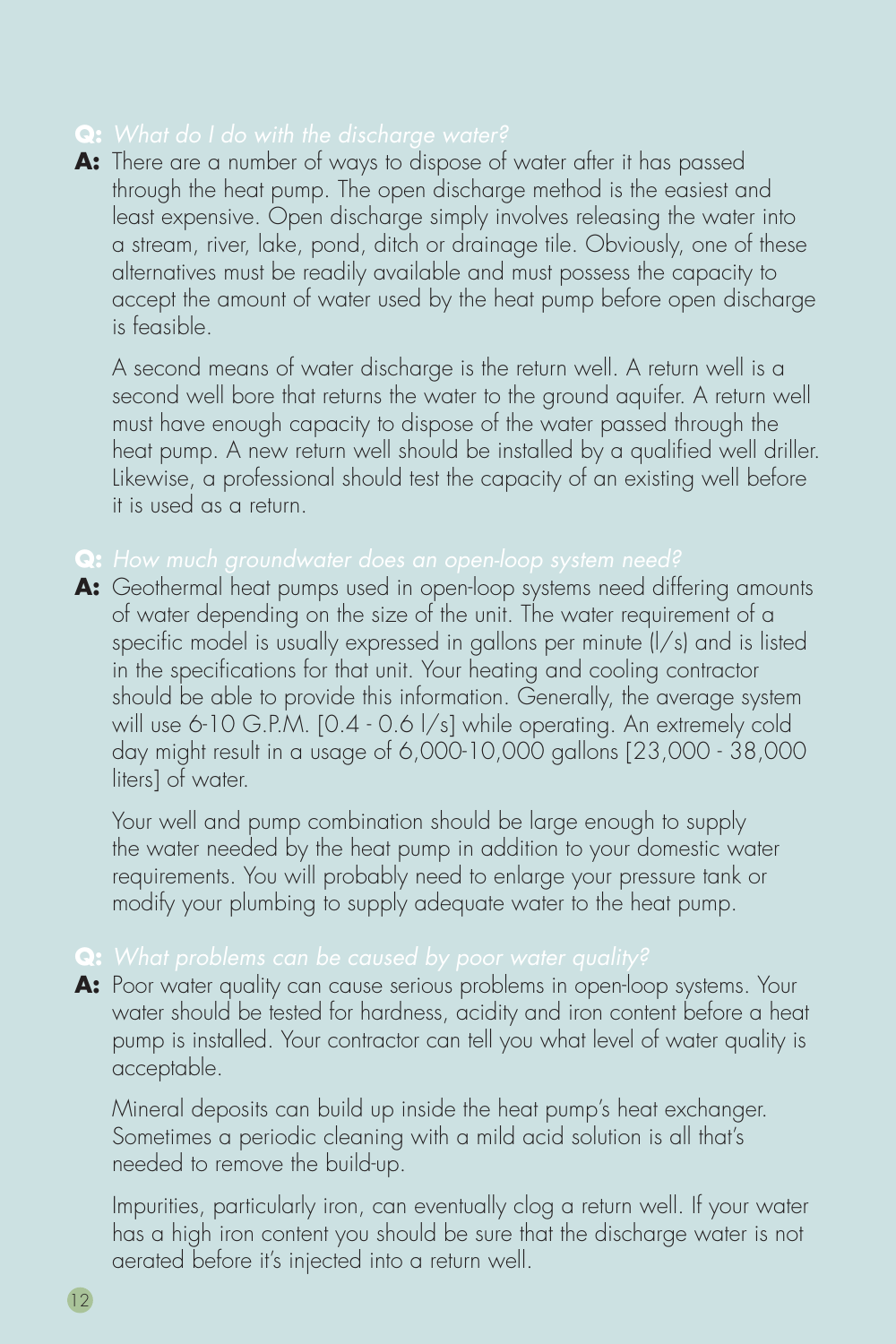**Q:** *What do I do with the discharge water?*

**A:** There are a number of ways to dispose of water after it has passed through the heat pump. The open discharge method is the easiest and least expensive. Open discharge simply involves releasing the water into a stream, river, lake, pond, ditch or drainage tile. Obviously, one of these alternatives must be readily available and must possess the capacity to accept the amount of water used by the heat pump before open discharge is feasible.

A second means of water discharge is the return well. A return well is a second well bore that returns the water to the ground aquifer. A return well must have enough capacity to dispose of the water passed through the heat pump. A new return well should be installed by a qualified well driller. Likewise, a professional should test the capacity of an existing well before it is used as a return.

**Q:** *How much groundwater does an open-loop system need?*

**A:** Geothermal heat pumps used in open-loop systems need differing amounts of water depending on the size of the unit. The water requirement of a specific model is usually expressed in gallons per minute (l/s) and is listed in the specifications for that unit. Your heating and cooling contractor should be able to provide this information. Generally, the average system will use 6-10 G.P.M. [0.4 - 0.6 l/s] while operating. An extremely cold day might result in a usage of 6,000-10,000 gallons [23,000 - 38,000 liters] of water.

Your well and pump combination should be large enough to supply the water needed by the heat pump in addition to your domestic water requirements. You will probably need to enlarge your pressure tank or modify your plumbing to supply adequate water to the heat pump.

**Q:** *What problems can be caused by poor water quality?*

**A:** Poor water quality can cause serious problems in open-loop systems. Your water should be tested for hardness, acidity and iron content before a heat pump is installed. Your contractor can tell you what level of water quality is acceptable.

Mineral deposits can build up inside the heat pump's heat exchanger. Sometimes a periodic cleaning with a mild acid solution is all that's needed to remove the build-up.

Impurities, particularly iron, can eventually clog a return well. If your water has a high iron content you should be sure that the discharge water is not aerated before it's injected into a return well.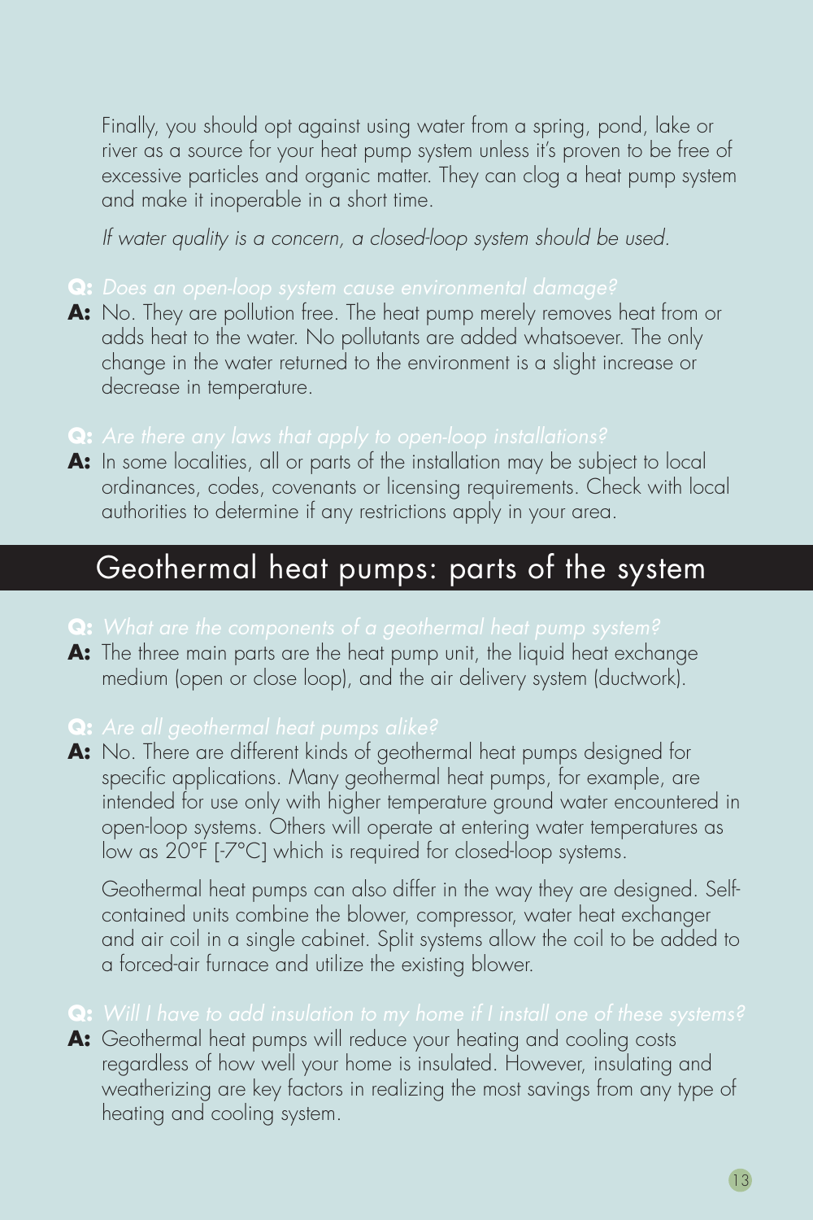Finally, you should opt against using water from a spring, pond, lake or river as a source for your heat pump system unless it's proven to be free of excessive particles and organic matter. They can clog a heat pump system and make it inoperable in a short time.

*If water quality is a concern, a closed-loop system should be used.*

**Q:** *Does an open-loop system cause environmental damage?*

**A:** No. They are pollution free. The heat pump merely removes heat from or adds heat to the water. No pollutants are added whatsoever. The only change in the water returned to the environment is a slight increase or decrease in temperature.

**Q:** *Are there any laws that apply to open-loop installations?*

**A:** In some localities, all or parts of the installation may be subject to local ordinances, codes, covenants or licensing requirements. Check with local authorities to determine if any restrictions apply in your area.

## Geothermal heat pumps: parts of the system

**Q:** *What are the components of a geothermal heat pump system?*

**A:** The three main parts are the heat pump unit, the liquid heat exchange medium (open or close loop), and the air delivery system (ductwork).

**Q:** *Are all geothermal heat pumps alike?*

**A:** No. There are different kinds of geothermal heat pumps designed for specific applications. Many geothermal heat pumps, for example, are intended for use only with higher temperature ground water encountered in open-loop systems. Others will operate at entering water temperatures as low as 20°F [-7°C] which is required for closed-loop systems.

Geothermal heat pumps can also differ in the way they are designed. Self-contained units combine the blower, compressor, water heat exchanger and air coil in a single cabinet. Split systems allow the coil to be added to a forced-air furnace and utilize the existing blower.

**Q:** *Will I have to add insulation to my home if I install one of these systems?*

**A:** Geothermal heat pumps will reduce your heating and cooling costs regardless of how well your home is insulated. However, insulating and weatherizing are key factors in realizing the most savings from any type of heating and cooling system.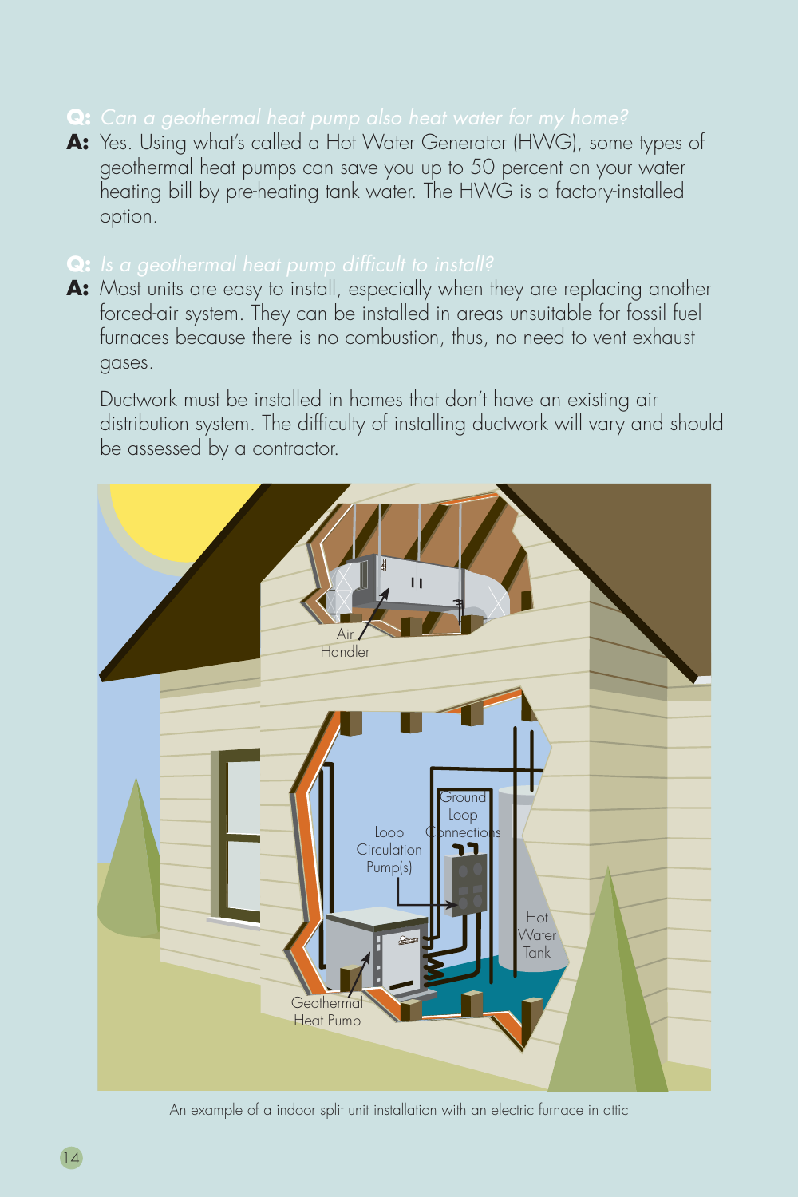**Q:** *Can a geothermal heat pump also heat water for my home?*

**A:** Yes. Using what's called a Hot Water Generator (HWG), some types of geothermal heat pumps can save you up to 50 percent on your water heating bill by pre-heating tank water. The HWG is a factory-installed option.

**Q:** *Is a geothermal heat pump difficult to install?*

**A:** Most units are easy to install, especially when they are replacing another forced-air system. They can be installed in areas unsuitable for fossil fuel furnaces because there is no combustion, thus, no need to vent exhaust gases.

Ductwork must be installed in homes that don't have an existing air distribution system. The difficulty of installing ductwork will vary and should be assessed by a contractor.

Air Handler

Ground Loop Connections

Loop Circulation Pump(s)

Hot Water Tank

Geothermal Heat Pump

An example of a indoor split unit installation with an electric furnace in attic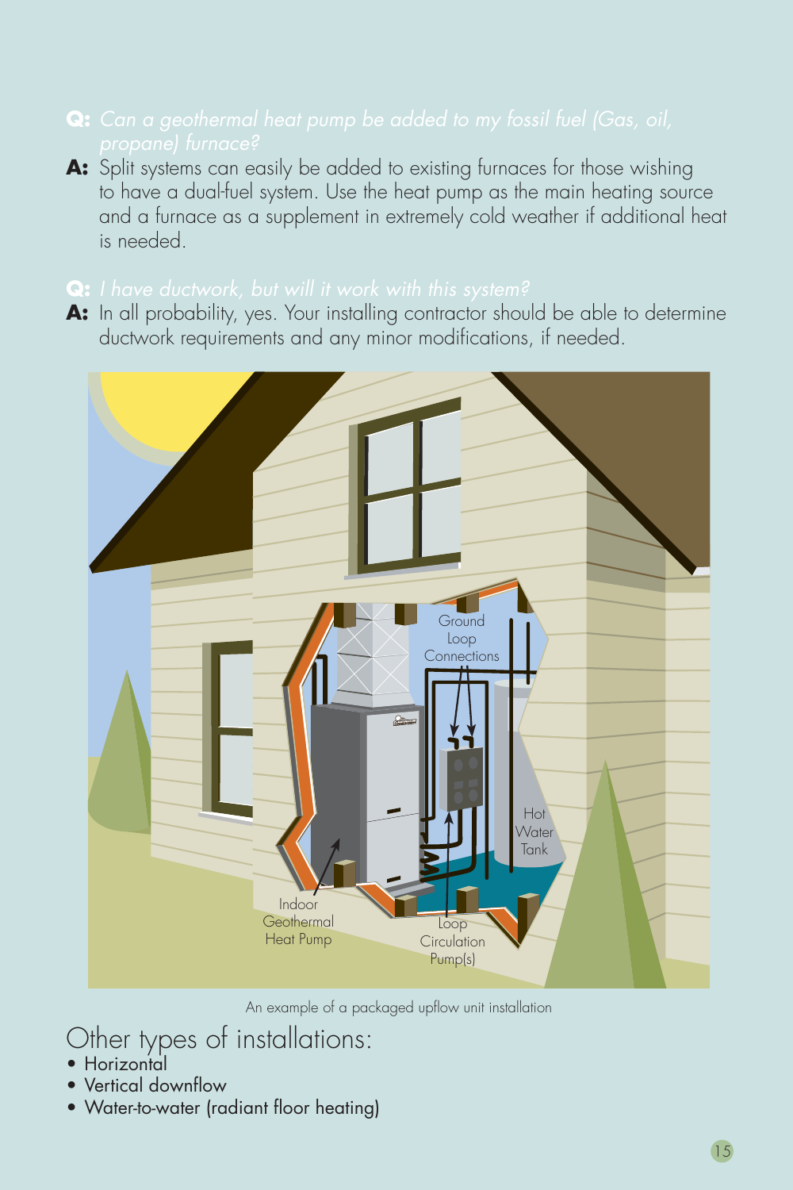**Q:** *Can a geothermal heat pump be added to my fossil fuel (Gas, oil, propane) furnace?*

**A:** Split systems can easily be added to existing furnaces for those wishing to have a dual-fuel system. Use the heat pump as the main heating source and a furnace as a supplement in extremely cold weather if additional heat is needed.

**Q:** *I have ductwork, but will it work with this system?*

**A:** In all probability, yes. Your installing contractor should be able to determine ductwork requirements and any minor modifications, if needed.

Ground Loop Connections

Hot Water Tank

Indoor Geothermal Heat Pump

Loop Circulation Pump(s)

An example of a packaged upflow unit installation

## Other types of installations:

- Horizontal
- Vertical downflow
- Water-to-water (radiant floor heating)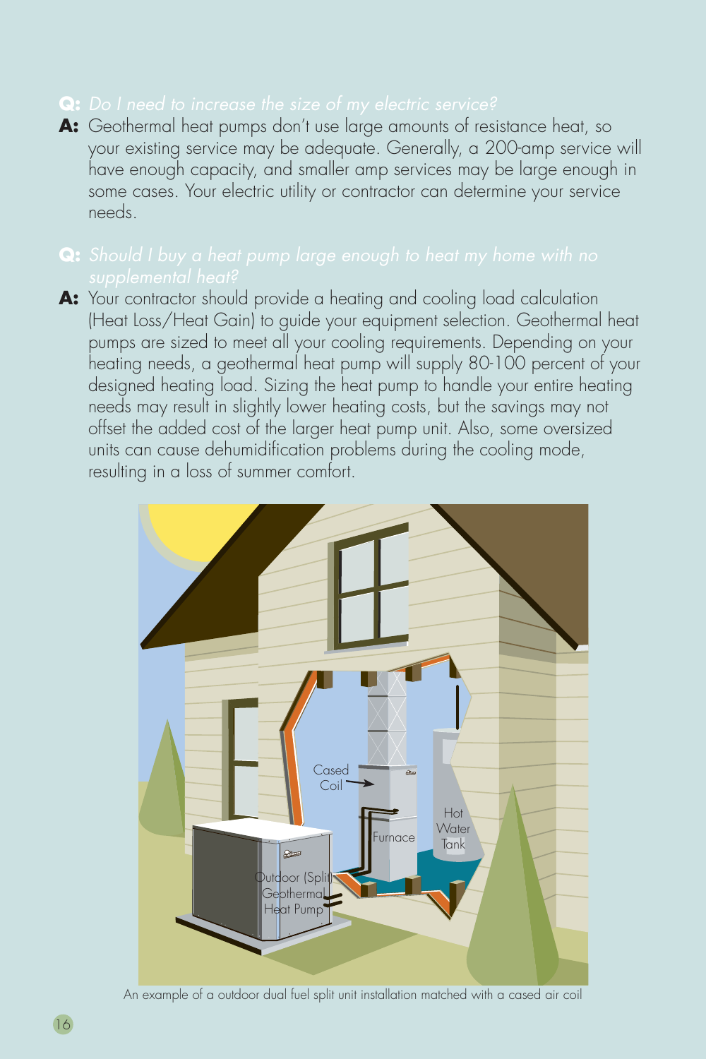**Q:** *Do I need to increase the size of my electric service?*

**A:** Geothermal heat pumps don't use large amounts of resistance heat, so your existing service may be adequate. Generally, a 200-amp service will have enough capacity, and smaller amp services may be large enough in some cases. Your electric utility or contractor can determine your service needs.

**Q:** *Should I buy a heat pump large enough to heat my home with no supplemental heat?*

**A:** Your contractor should provide a heating and cooling load calculation (Heat Loss/Heat Gain) to guide your equipment selection. Geothermal heat pumps are sized to meet all your cooling requirements. Depending on your heating needs, a geothermal heat pump will supply 80-100 percent of your designed heating load. Sizing the heat pump to handle your entire heating needs may result in slightly lower heating costs, but the savings may not offset the added cost of the larger heat pump unit. Also, some oversized units can cause dehumidification problems during the cooling mode, resulting in a loss of summer comfort.

An example of a outdoor dual fuel split unit installation matched with a cased air coil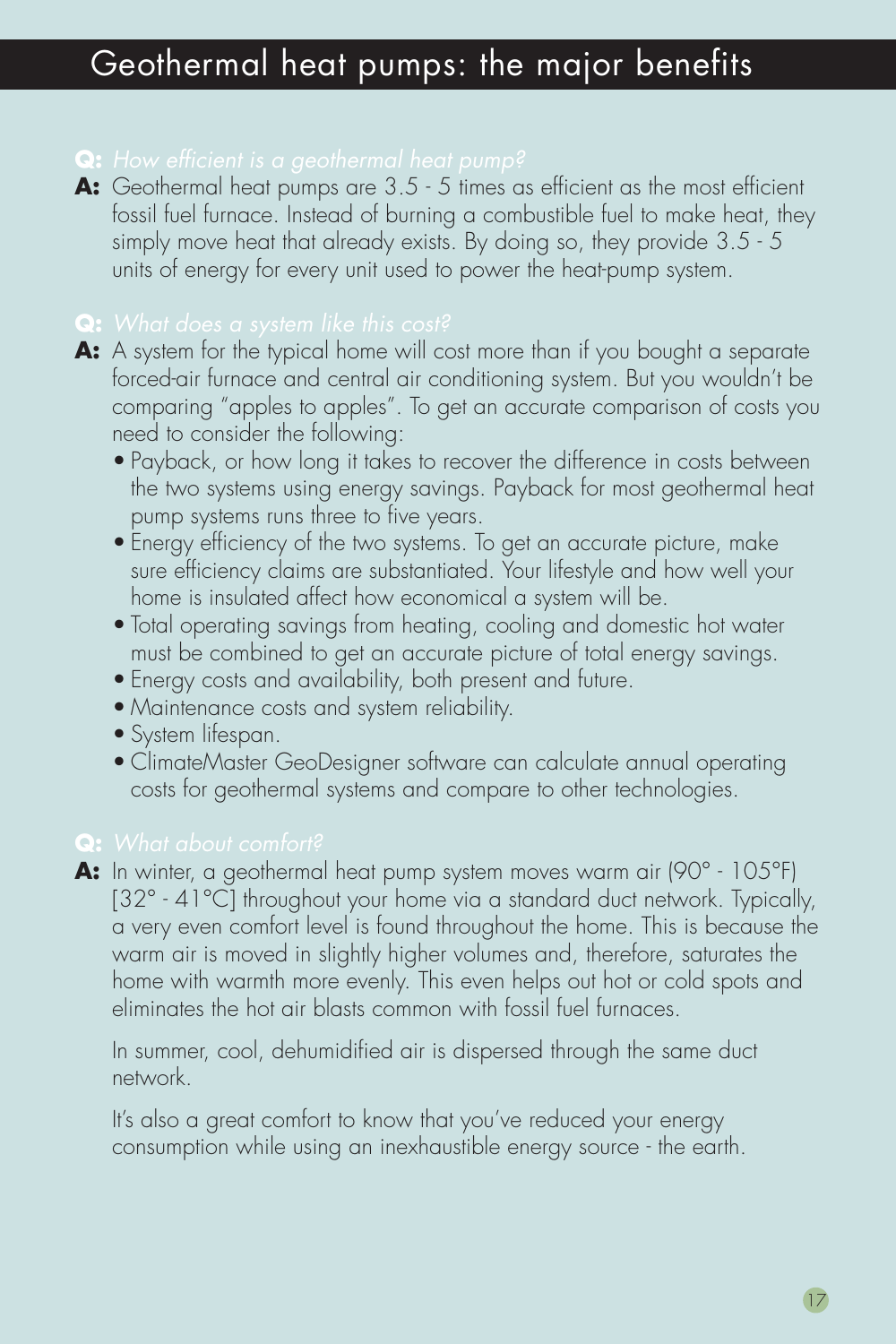# Geothermal heat pumps: the major benefits

**Q:** *How efficient is a geothermal heat pump?*

**A:** Geothermal heat pumps are 3.5 - 5 times as efficient as the most efficient fossil fuel furnace. Instead of burning a combustible fuel to make heat, they simply move heat that already exists. By doing so, they provide 3.5 - 5 units of energy for every unit used to power the heat-pump system.

**Q:** *What does a system like this cost?*

**A:** A system for the typical home will cost more than if you bought a separate forced-air furnace and central air conditioning system. But you wouldn't be comparing "apples to apples". To get an accurate comparison of costs you need to consider the following:

- Payback, or how long it takes to recover the difference in costs between the two systems using energy savings. Payback for most geothermal heat pump systems runs three to five years.
- Energy efficiency of the two systems. To get an accurate picture, make sure efficiency claims are substantiated. Your lifestyle and how well your home is insulated affect how economical a system will be.
- Total operating savings from heating, cooling and domestic hot water must be combined to get an accurate picture of total energy savings.
- Energy costs and availability, both present and future.
- Maintenance costs and system reliability.
- System lifespan.
- ClimateMaster GeoDesigner software can calculate annual operating costs for geothermal systems and compare to other technologies.

**Q:** *What about comfort?*

**A:** In winter, a geothermal heat pump system moves warm air (90° - 105°F) [32° - 41°C] throughout your home via a standard duct network. Typically, a very even comfort level is found throughout the home. This is because the warm air is moved in slightly higher volumes and, therefore, saturates the home with warmth more evenly. This even helps out hot or cold spots and eliminates the hot air blasts common with fossil fuel furnaces.

In summer, cool, dehumidified air is dispersed through the same duct network.

It's also a great comfort to know that you've reduced your energy consumption while using an inexhaustible energy source - the earth.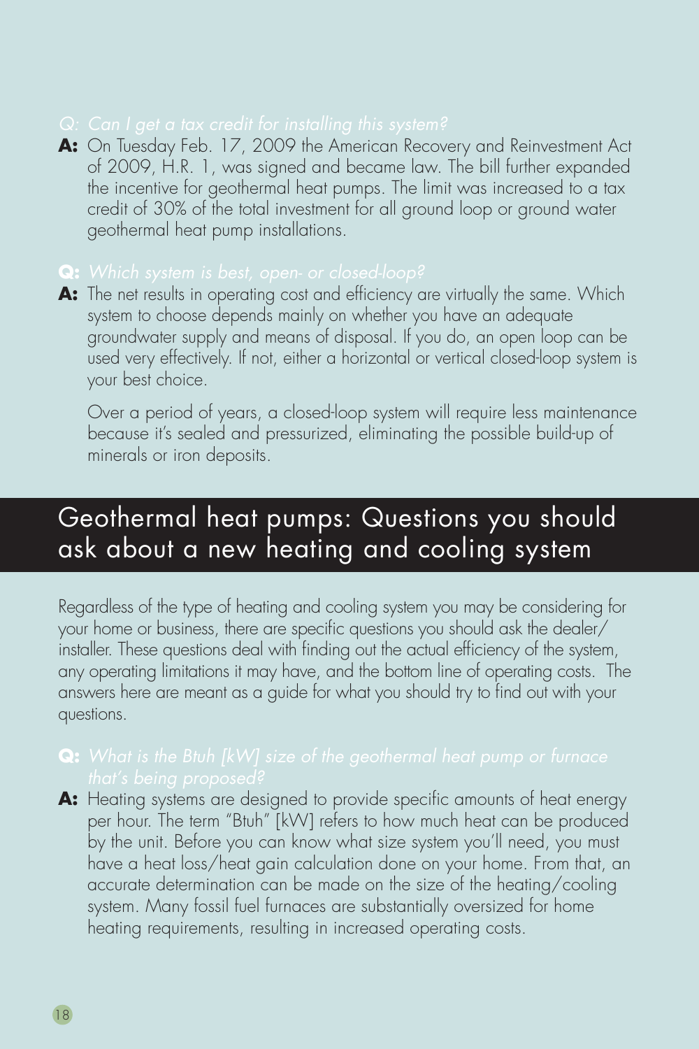**Q:** *Can I get a tax credit for installing this system?*

**A:** On Tuesday Feb. 17, 2009 the American Recovery and Reinvestment Act of 2009, H.R. 1, was signed and became law. The bill further expanded the incentive for geothermal heat pumps. The limit was increased to a tax credit of 30% of the total investment for all ground loop or ground water geothermal heat pump installations.

**Q:** *Which system is best, open- or closed-loop?*

**A:** The net results in operating cost and efficiency are virtually the same. Which system to choose depends mainly on whether you have an adequate groundwater supply and means of disposal. If you do, an open loop can be used very effectively. If not, either a horizontal or vertical closed-loop system is your best choice.

Over a period of years, a closed-loop system will require less maintenance because it's sealed and pressurized, eliminating the possible build-up of minerals or iron deposits.

## Geothermal heat pumps: Questions you should ask about a new heating and cooling system

Regardless of the type of heating and cooling system you may be considering for your home or business, there are specific questions you should ask the dealer/installer. These questions deal with finding out the actual efficiency of the system, any operating limitations it may have, and the bottom line of operating costs. The answers here are meant as a guide for what you should try to find out with your questions.

**Q:** *What is the Btuh [kW] size of the geothermal heat pump or furnace that's being proposed?*

**A:** Heating systems are designed to provide specific amounts of heat energy per hour. The term "Btuh" [kW] refers to how much heat can be produced by the unit. Before you can know what size system you'll need, you must have a heat loss/heat gain calculation done on your home. From that, an accurate determination can be made on the size of the heating/cooling system. Many fossil fuel furnaces are substantially oversized for home heating requirements, resulting in increased operating costs.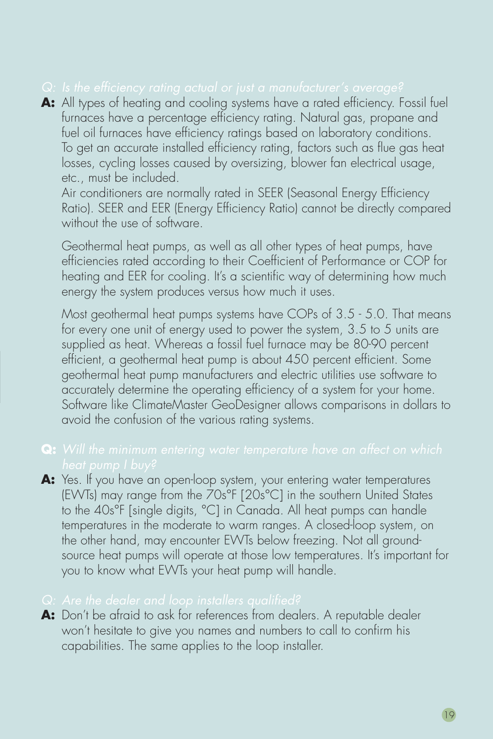*Q: Is the efficiency rating actual or just a manufacturer's average?*

**A:** All types of heating and cooling systems have a rated efficiency. Fossil fuel furnaces have a percentage efficiency rating. Natural gas, propane and fuel oil furnaces have efficiency ratings based on laboratory conditions. To get an accurate installed efficiency rating, factors such as flue gas heat losses, cycling losses caused by oversizing, blower fan electrical usage, etc., must be included.

Air conditioners are normally rated in SEER (Seasonal Energy Efficiency Ratio). SEER and EER (Energy Efficiency Ratio) cannot be directly compared without the use of software.

Geothermal heat pumps, as well as all other types of heat pumps, have efficiencies rated according to their Coefficient of Performance or COP for heating and EER for cooling. It's a scientific way of determining how much energy the system produces versus how much it uses.

Most geothermal heat pumps systems have COPs of 3.5 - 5.0. That means for every one unit of energy used to power the system, 3.5 to 5 units are supplied as heat. Whereas a fossil fuel furnace may be 80-90 percent efficient, a geothermal heat pump is about 450 percent efficient. Some geothermal heat pump manufacturers and electric utilities use software to accurately determine the operating efficiency of a system for your home. Software like ClimateMaster GeoDesigner allows comparisons in dollars to avoid the confusion of the various rating systems.

**Q:** *Will the minimum entering water temperature have an affect on which heat pump I buy?*

**A:** Yes. If you have an open-loop system, your entering water temperatures (EWTs) may range from the 70s°F [20s°C] in the southern United States to the 40s°F [single digits, °C] in Canada. All heat pumps can handle temperatures in the moderate to warm ranges. A closed-loop system, on the other hand, may encounter EWTs below freezing. Not all ground-source heat pumps will operate at those low temperatures. It's important for you to know what EWTs your heat pump will handle.

*Q: Are the dealer and loop installers qualified?*

**A:** Don't be afraid to ask for references from dealers. A reputable dealer won't hesitate to give you names and numbers to call to confirm his capabilities. The same applies to the loop installer.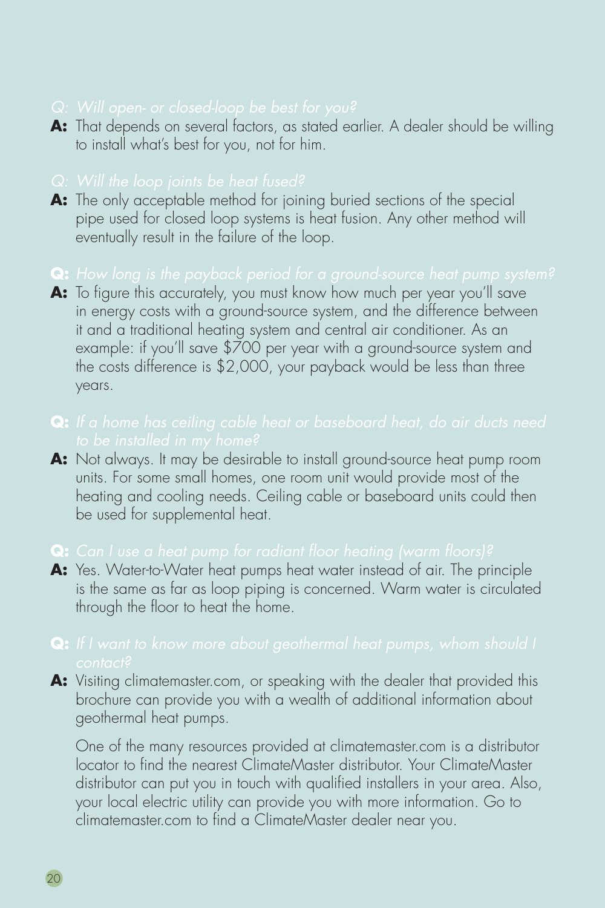*Q: Will open- or closed-loop be best for you?*

**A:** That depends on several factors, as stated earlier. A dealer should be willing to install what's best for you, not for him.

*Q: Will the loop joints be heat fused?*

**A:** The only acceptable method for joining buried sections of the special pipe used for closed loop systems is heat fusion. Any other method will eventually result in the failure of the loop.

**Q:** *How long is the payback period for a ground-source heat pump system?*

**A:** To figure this accurately, you must know how much per year you'll save in energy costs with a ground-source system, and the difference between it and a traditional heating system and central air conditioner. As an example: if you'll save $700 per year with a ground-source system and the costs difference is $2,000, your payback would be less than three years.

**Q:** *If a home has ceiling cable heat or baseboard heat, do air ducts need to be installed in my home?*

**A:** Not always. It may be desirable to install ground-source heat pump room units. For some small homes, one room unit would provide most of the heating and cooling needs. Ceiling cable or baseboard units could then be used for supplemental heat.

**Q:** *Can I use a heat pump for radiant floor heating (warm floors)?*

**A:** Yes. Water-to-Water heat pumps heat water instead of air. The principle is the same as far as loop piping is concerned. Warm water is circulated through the floor to heat the home.

**Q:** *If I want to know more about geothermal heat pumps, whom should I contact?*

**A:** Visiting climatemaster.com, or speaking with the dealer that provided this brochure can provide you with a wealth of additional information about geothermal heat pumps.

One of the many resources provided at climatemaster.com is a distributor locator to find the nearest ClimateMaster distributor. Your ClimateMaster distributor can put you in touch with qualified installers in your area. Also, your local electric utility can provide you with more information. Go to climatemaster.com to find a ClimateMaster dealer near you.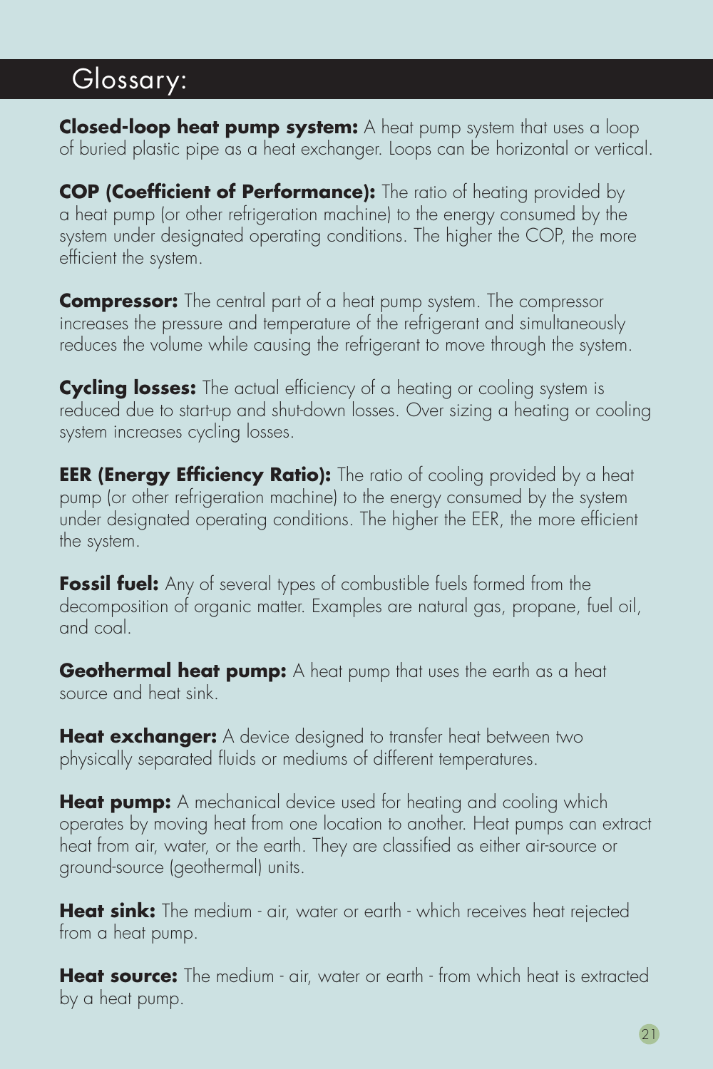# Glossary:

**Closed-loop heat pump system:** A heat pump system that uses a loop of buried plastic pipe as a heat exchanger. Loops can be horizontal or vertical.

**COP (Coefficient of Performance):** The ratio of heating provided by a heat pump (or other refrigeration machine) to the energy consumed by the system under designated operating conditions. The higher the COP, the more efficient the system.

**Compressor:** The central part of a heat pump system. The compressor increases the pressure and temperature of the refrigerant and simultaneously reduces the volume while causing the refrigerant to move through the system.

**Cycling losses:** The actual efficiency of a heating or cooling system is reduced due to start-up and shut-down losses. Over sizing a heating or cooling system increases cycling losses.

**EER (Energy Efficiency Ratio):** The ratio of cooling provided by a heat pump (or other refrigeration machine) to the energy consumed by the system under designated operating conditions. The higher the EER, the more efficient the system.

**Fossil fuel:** Any of several types of combustible fuels formed from the decomposition of organic matter. Examples are natural gas, propane, fuel oil, and coal.

**Geothermal heat pump:** A heat pump that uses the earth as a heat source and heat sink.

**Heat exchanger:** A device designed to transfer heat between two physically separated fluids or mediums of different temperatures.

**Heat pump:** A mechanical device used for heating and cooling which operates by moving heat from one location to another. Heat pumps can extract heat from air, water, or the earth. They are classified as either air-source or ground-source (geothermal) units.

**Heat sink:** The medium - air, water or earth - which receives heat rejected from a heat pump.

**Heat source:** The medium - air, water or earth - from which heat is extracted by a heat pump.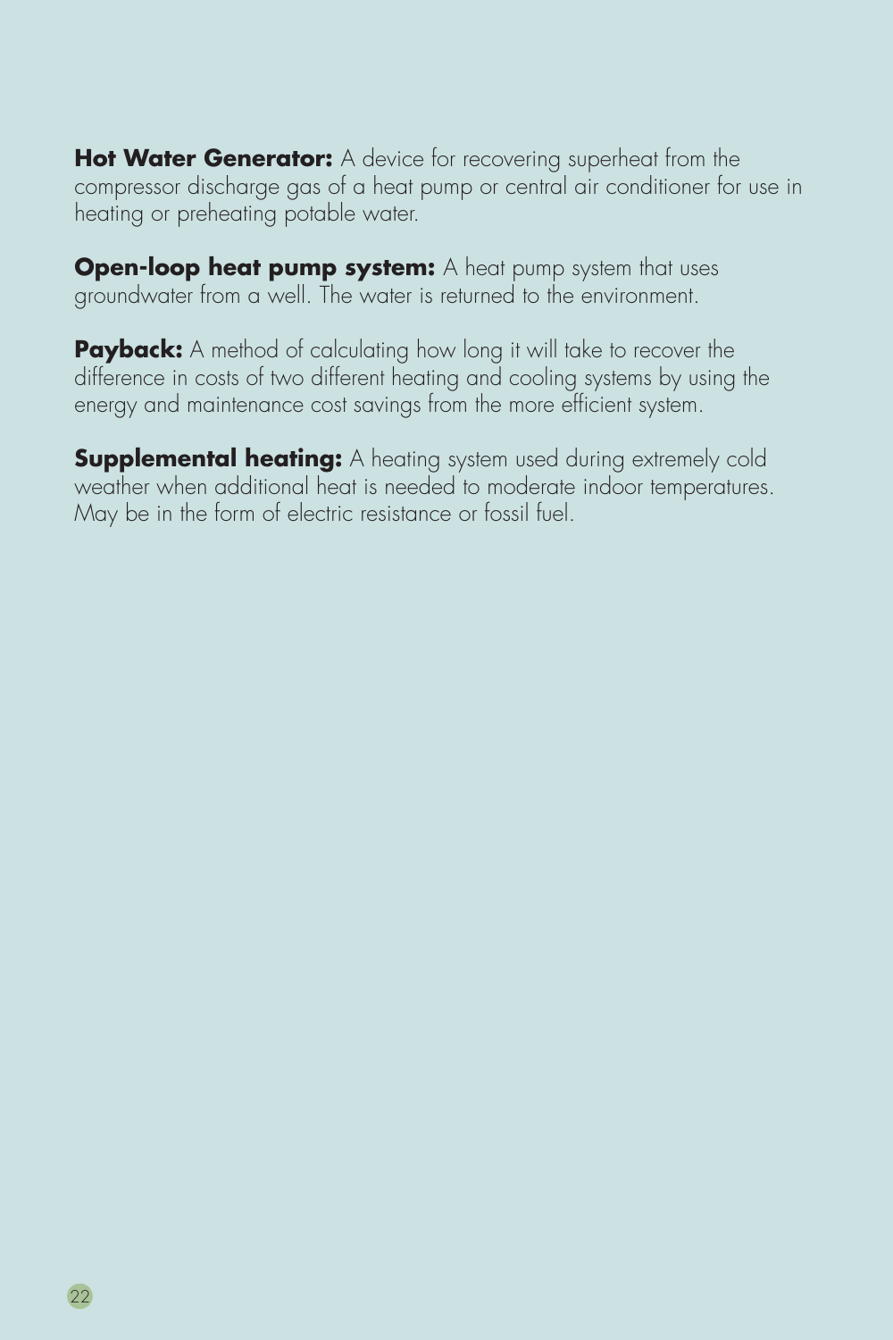**Hot Water Generator:** A device for recovering superheat from the compressor discharge gas of a heat pump or central air conditioner for use in heating or preheating potable water.

**Open-loop heat pump system:** A heat pump system that uses groundwater from a well. The water is returned to the environment.

**Payback:** A method of calculating how long it will take to recover the difference in costs of two different heating and cooling systems by using the energy and maintenance cost savings from the more efficient system.

**Supplemental heating:** A heating system used during extremely cold weather when additional heat is needed to moderate indoor temperatures. May be in the form of electric resistance or fossil fuel.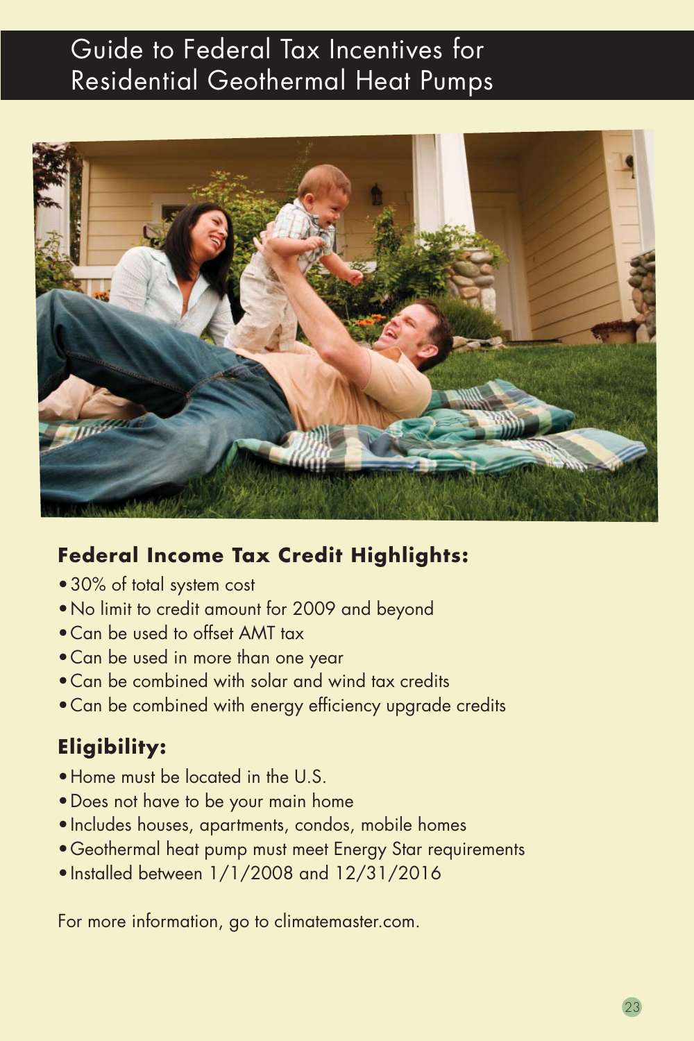# Guide to Federal Tax Incentives for Residential Geothermal Heat Pumps

## Federal Income Tax Credit Highlights:

- 30% of total system cost
- No limit to credit amount for 2009 and beyond
- Can be used to offset AMT tax
- Can be used in more than one year
- Can be combined with solar and wind tax credits
- Can be combined with energy efficiency upgrade credits

## Eligibility:

- Home must be located in the U.S.
- Does not have to be your main home
- Includes houses, apartments, condos, mobile homes
- Geothermal heat pump must meet Energy Star requirements
- Installed between 1/1/2008 and 12/31/2016

For more information, go to climatemaster.com.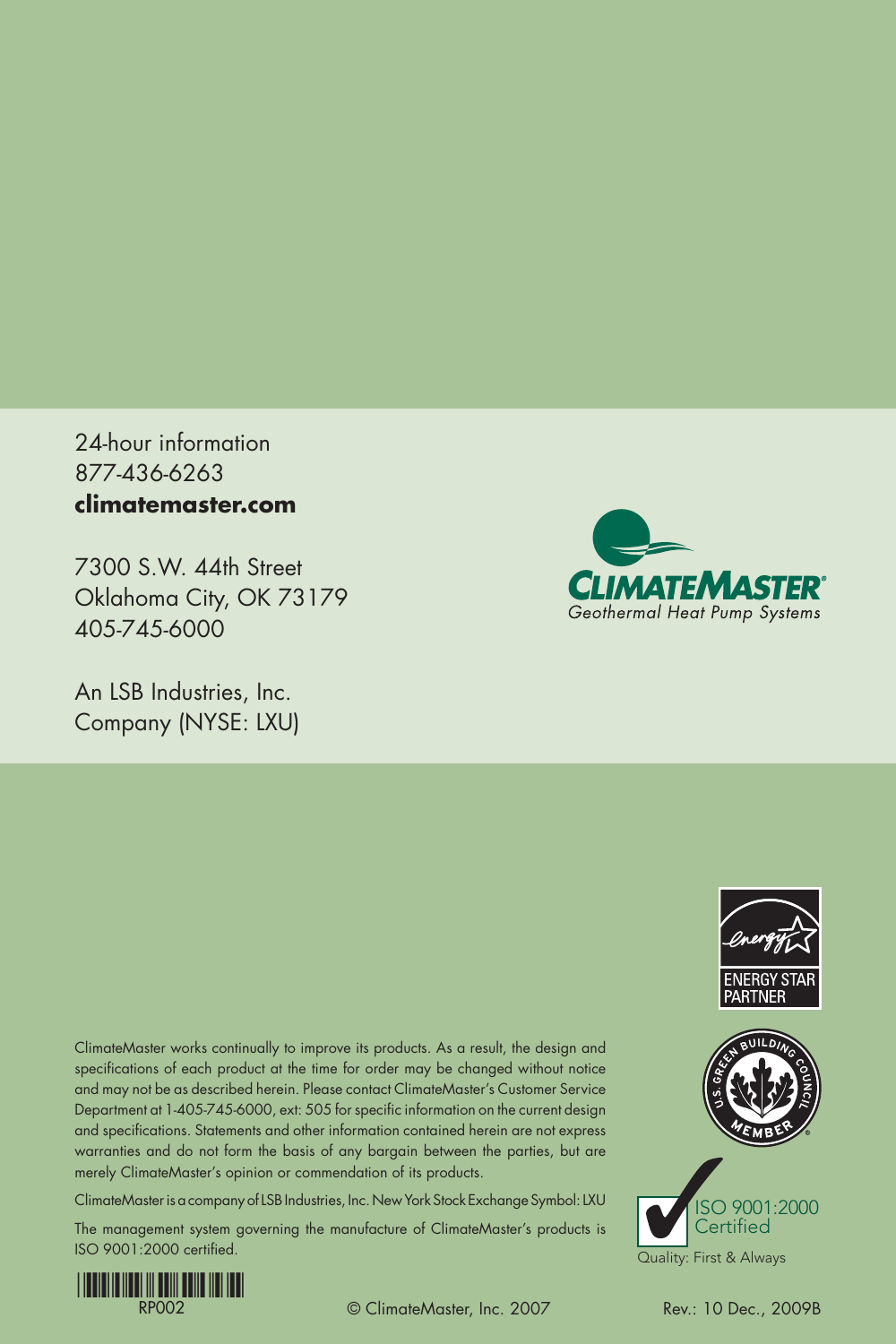24-hour information
877-436-6263
**climatemaster.com**

7300 S.W. 44th Street
Oklahoma City, OK 73179
405-745-6000

An LSB Industries, Inc.
Company (NYSE: LXU)

CLIMATEMASTER®
*Geothermal Heat Pump Systems*

ENERGY STAR PARTNER

U.S. GREEN BUILDING COUNCIL MEMBER

ISO 9001:2000 Certified
Quality: First & Always

ClimateMaster works continually to improve its products. As a result, the design and specifications of each product at the time for order may be changed without notice and may not be as described herein. Please contact ClimateMaster's Customer Service Department at 1-405-745-6000, ext: 505 for specific information on the current design and specifications. Statements and other information contained herein are not express warranties and do not form the basis of any bargain between the parties, but are merely ClimateMaster's opinion or commendation of its products.

ClimateMaster is a company of LSB Industries, Inc. New York Stock Exchange Symbol: LXU

The management system governing the manufacture of ClimateMaster's products is ISO 9001:2000 certified.

RP002

© ClimateMaster, Inc. 2007

Rev.: 10 Dec., 2009B